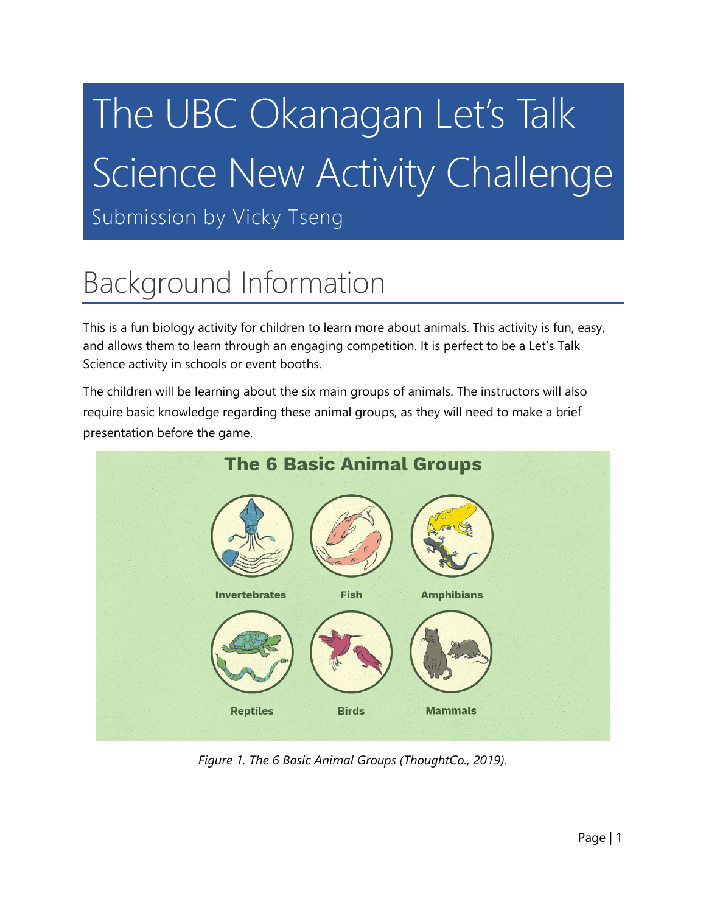# The UBC Okanagan Let's Talk Science New Activity Challenge

Submission by Vicky Tseng

## Background Information

This is a fun biology activity for children to learn more about animals. This activity is fun, easy, and allows them to learn through an engaging competition. It is perfect to be a Let's Talk Science activity in schools or event booths.

The children will be learning about the six main groups of animals. The instructors will also require basic knowledge regarding these animal groups, as they will need to make a brief presentation before the game.

*Figure 1. The 6 Basic Animal Groups (ThoughtCo., 2019).*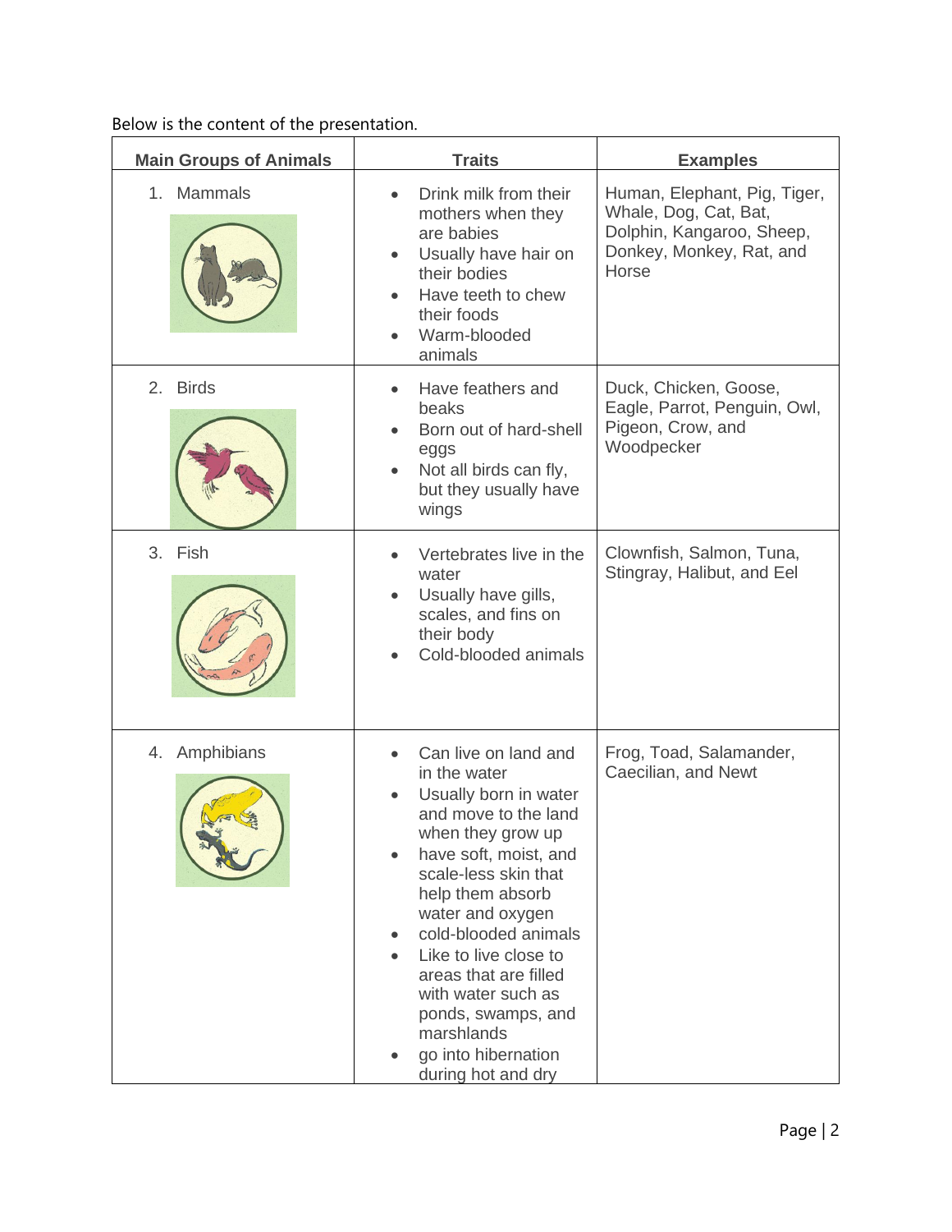Below is the content of the presentation.

| Main Groups of Animals | Traits | Examples |
|---|---|---|
| 1. Mammals | • Drink milk from their mothers when they are babies<br>• Usually have hair on their bodies<br>• Have teeth to chew their foods<br>• Warm-blooded animals | Human, Elephant, Pig, Tiger, Whale, Dog, Cat, Bat, Dolphin, Kangaroo, Sheep, Donkey, Monkey, Rat, and Horse |
| 2. Birds | • Have feathers and beaks<br>• Born out of hard-shell eggs<br>• Not all birds can fly, but they usually have wings | Duck, Chicken, Goose, Eagle, Parrot, Penguin, Owl, Pigeon, Crow, and Woodpecker |
| 3. Fish | • Vertebrates live in the water<br>• Usually have gills, scales, and fins on their body<br>• Cold-blooded animals | Clownfish, Salmon, Tuna, Stingray, Halibut, and Eel |
| 4. Amphibians | • Can live on land and in the water<br>• Usually born in water and move to the land when they grow up<br>• have soft, moist, and scale-less skin that help them absorb water and oxygen<br>• cold-blooded animals<br>• Like to live close to areas that are filled with water such as ponds, swamps, and marshlands<br>• go into hibernation during hot and dry | Frog, Toad, Salamander, Caecilian, and Newt |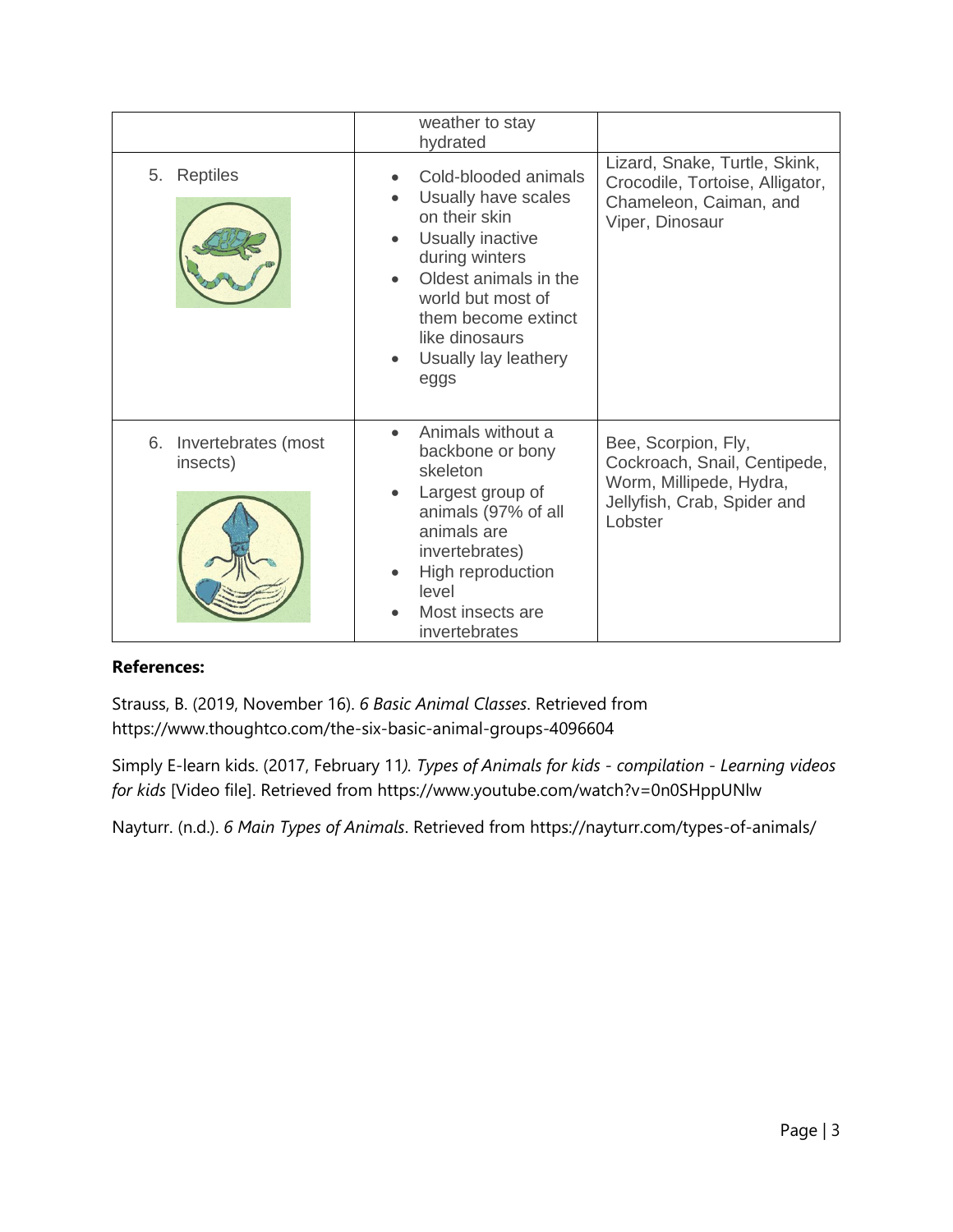| | | |
|---|---|---|
| | weather to stay hydrated | |
| 5. Reptiles | • Cold-blooded animals<br>• Usually have scales on their skin<br>• Usually inactive during winters<br>• Oldest animals in the world but most of them become extinct like dinosaurs<br>• Usually lay leathery eggs | Lizard, Snake, Turtle, Skink, Crocodile, Tortoise, Alligator, Chameleon, Caiman, and Viper, Dinosaur |
| 6. Invertebrates (most insects) | • Animals without a backbone or bony skeleton<br>• Largest group of animals (97% of all animals are invertebrates)<br>• High reproduction level<br>• Most insects are invertebrates | Bee, Scorpion, Fly, Cockroach, Snail, Centipede, Worm, Millipede, Hydra, Jellyfish, Crab, Spider and Lobster |

**References:**

Strauss, B. (2019, November 16). *6 Basic Animal Classes*. Retrieved from https://www.thoughtco.com/the-six-basic-animal-groups-4096604

Simply E-learn kids. (2017, February 11*). Types of Animals for kids - compilation - Learning videos for kids* [Video file]. Retrieved from https://www.youtube.com/watch?v=0n0SHppUNlw

Nayturr. (n.d.). *6 Main Types of Animals*. Retrieved from https://nayturr.com/types-of-animals/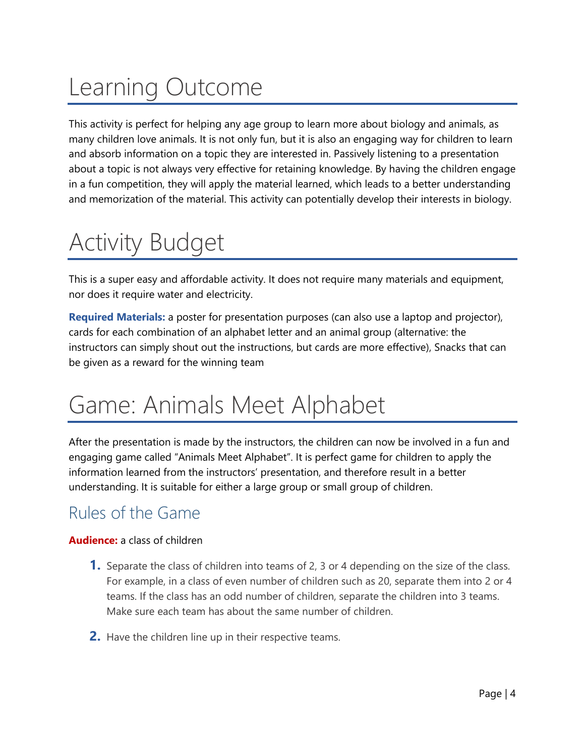# Learning Outcome

This activity is perfect for helping any age group to learn more about biology and animals, as many children love animals. It is not only fun, but it is also an engaging way for children to learn and absorb information on a topic they are interested in. Passively listening to a presentation about a topic is not always very effective for retaining knowledge. By having the children engage in a fun competition, they will apply the material learned, which leads to a better understanding and memorization of the material. This activity can potentially develop their interests in biology.

# Activity Budget

This is a super easy and affordable activity. It does not require many materials and equipment, nor does it require water and electricity.

**Required Materials:** a poster for presentation purposes (can also use a laptop and projector), cards for each combination of an alphabet letter and an animal group (alternative: the instructors can simply shout out the instructions, but cards are more effective), Snacks that can be given as a reward for the winning team

# Game: Animals Meet Alphabet

After the presentation is made by the instructors, the children can now be involved in a fun and engaging game called "Animals Meet Alphabet". It is perfect game for children to apply the information learned from the instructors' presentation, and therefore result in a better understanding. It is suitable for either a large group or small group of children.

## Rules of the Game

**Audience:** a class of children

1. Separate the class of children into teams of 2, 3 or 4 depending on the size of the class. For example, in a class of even number of children such as 20, separate them into 2 or 4 teams. If the class has an odd number of children, separate the children into 3 teams. Make sure each team has about the same number of children.
2. Have the children line up in their respective teams.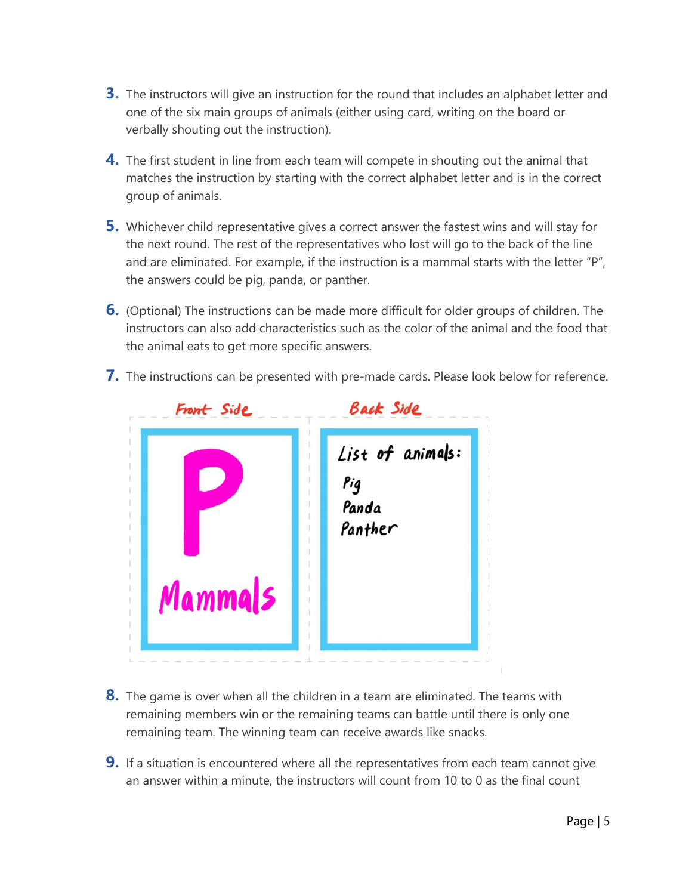3. The instructors will give an instruction for the round that includes an alphabet letter and one of the six main groups of animals (either using card, writing on the board or verbally shouting out the instruction).

4. The first student in line from each team will compete in shouting out the animal that matches the instruction by starting with the correct alphabet letter and is in the correct group of animals.

5. Whichever child representative gives a correct answer the fastest wins and will stay for the next round. The rest of the representatives who lost will go to the back of the line and are eliminated. For example, if the instruction is a mammal starts with the letter "P", the answers could be pig, panda, or panther.

6. (Optional) The instructions can be made more difficult for older groups of children. The instructors can also add characteristics such as the color of the animal and the food that the animal eats to get more specific answers.

7. The instructions can be presented with pre-made cards. Please look below for reference.

| Front Side | Back Side |
|---|---|
| P<br>Mammals | List of animals:<br>Pig<br>Panda<br>Panther |

8. The game is over when all the children in a team are eliminated. The teams with remaining members win or the remaining teams can battle until there is only one remaining team. The winning team can receive awards like snacks.

9. If a situation is encountered where all the representatives from each team cannot give an answer within a minute, the instructors will count from 10 to 0 as the final count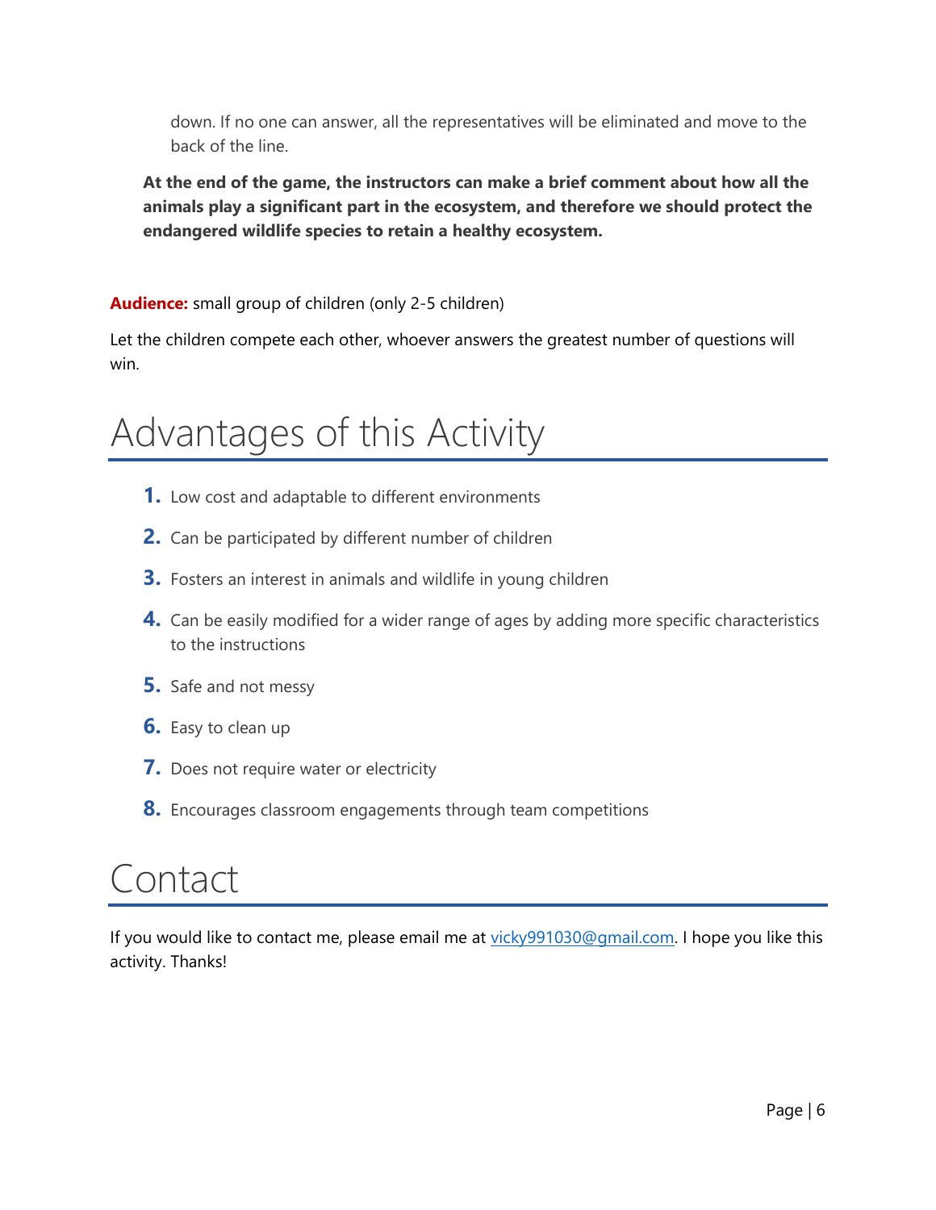down. If no one can answer, all the representatives will be eliminated and move to the back of the line.

**At the end of the game, the instructors can make a brief comment about how all the animals play a significant part in the ecosystem, and therefore we should protect the endangered wildlife species to retain a healthy ecosystem.**

**Audience:** small group of children (only 2-5 children)

Let the children compete each other, whoever answers the greatest number of questions will win.

# Advantages of this Activity

1. Low cost and adaptable to different environments
2. Can be participated by different number of children
3. Fosters an interest in animals and wildlife in young children
4. Can be easily modified for a wider range of ages by adding more specific characteristics to the instructions
5. Safe and not messy
6. Easy to clean up
7. Does not require water or electricity
8. Encourages classroom engagements through team competitions

# Contact

If you would like to contact me, please email me at vicky991030@gmail.com. I hope you like this activity. Thanks!